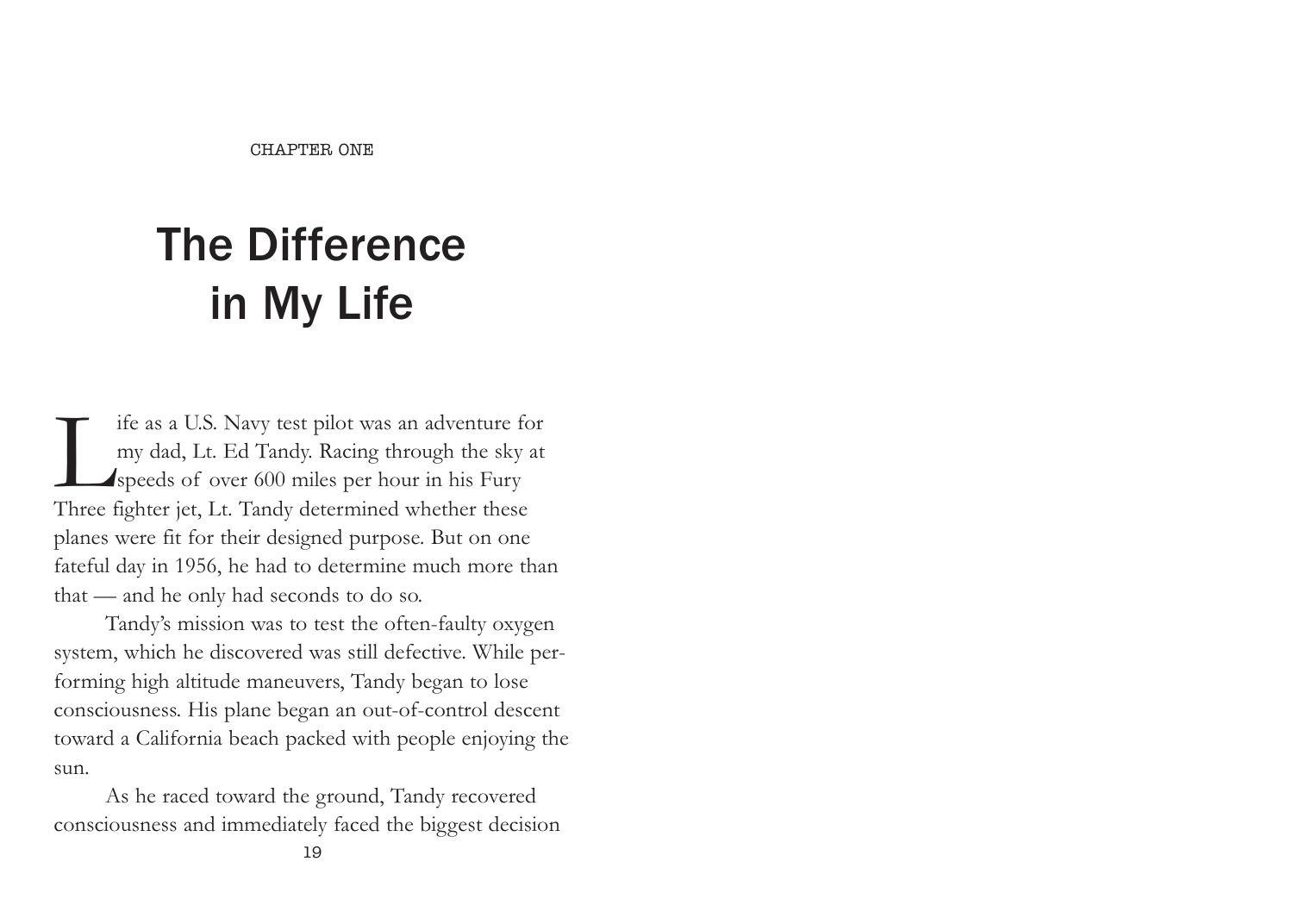CHAPTER ONE

# The Difference in My Life

Life as a U.S. Navy test pilot was an adventure for my dad, Lt. Ed Tandy. Racing through the sky at speeds of over 600 miles per hour in his Fury Three fighter jet, Lt. Tandy determined whether these planes were fit for their designed purpose. But on one fateful day in 1956, he had to determine much more than that — and he only had seconds to do so.

Tandy's mission was to test the often-faulty oxygen system, which he discovered was still defective. While performing high altitude maneuvers, Tandy began to lose consciousness. His plane began an out-of-control descent toward a California beach packed with people enjoying the sun.

As he raced toward the ground, Tandy recovered consciousness and immediately faced the biggest decision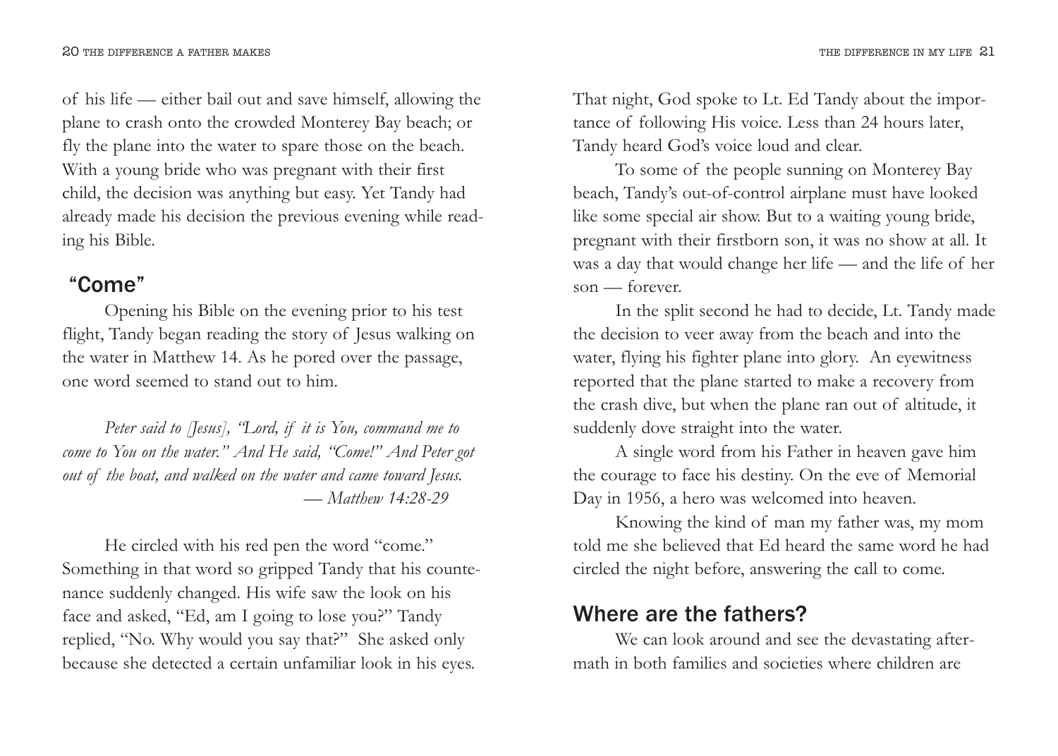of his life — either bail out and save himself, allowing the plane to crash onto the crowded Monterey Bay beach; or fly the plane into the water to spare those on the beach. With a young bride who was pregnant with their first child, the decision was anything but easy. Yet Tandy had already made his decision the previous evening while reading his Bible.

## "Come"

Opening his Bible on the evening prior to his test flight, Tandy began reading the story of Jesus walking on the water in Matthew 14. As he pored over the passage, one word seemed to stand out to him.

*Peter said to [Jesus], "Lord, if it is You, command me to come to You on the water." And He said, "Come!" And Peter got out of the boat, and walked on the water and came toward Jesus.*
*— Matthew 14:28-29*

He circled with his red pen the word "come." Something in that word so gripped Tandy that his countenance suddenly changed. His wife saw the look on his face and asked, "Ed, am I going to lose you?" Tandy replied, "No. Why would you say that?" She asked only because she detected a certain unfamiliar look in his eyes.

That night, God spoke to Lt. Ed Tandy about the importance of following His voice. Less than 24 hours later, Tandy heard God's voice loud and clear.

To some of the people sunning on Monterey Bay beach, Tandy's out-of-control airplane must have looked like some special air show. But to a waiting young bride, pregnant with their firstborn son, it was no show at all. It was a day that would change her life — and the life of her son — forever.

In the split second he had to decide, Lt. Tandy made the decision to veer away from the beach and into the water, flying his fighter plane into glory. An eyewitness reported that the plane started to make a recovery from the crash dive, but when the plane ran out of altitude, it suddenly dove straight into the water.

A single word from his Father in heaven gave him the courage to face his destiny. On the eve of Memorial Day in 1956, a hero was welcomed into heaven.

Knowing the kind of man my father was, my mom told me she believed that Ed heard the same word he had circled the night before, answering the call to come.

## Where are the fathers?

We can look around and see the devastating aftermath in both families and societies where children are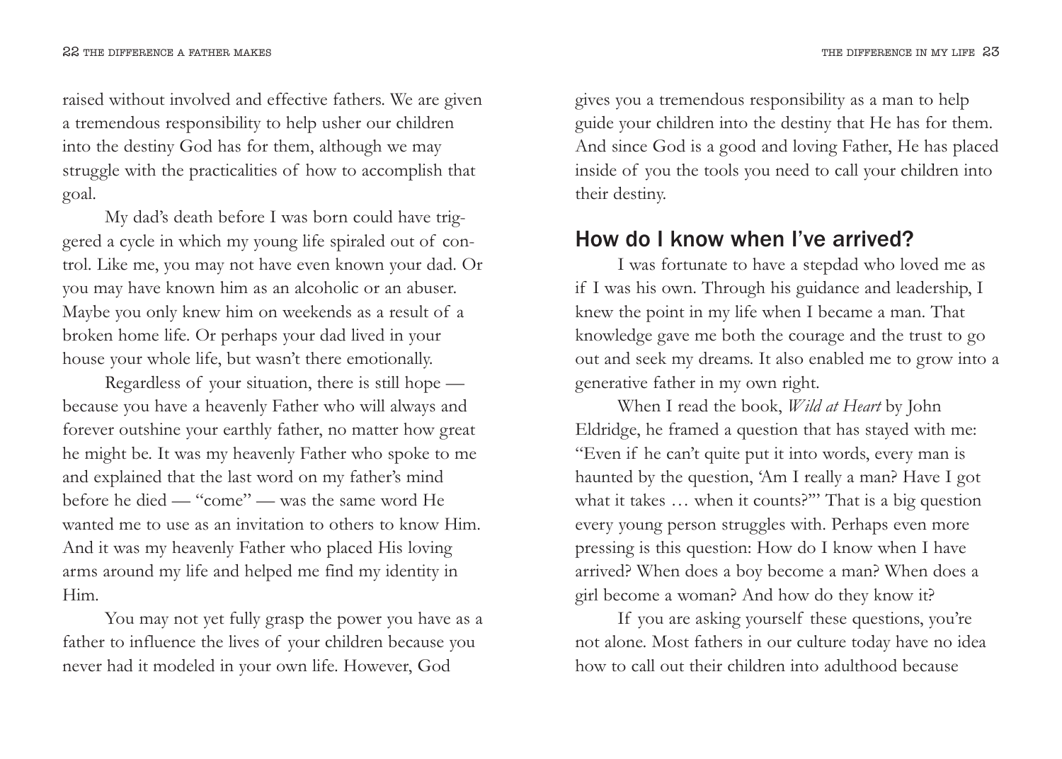raised without involved and effective fathers. We are given a tremendous responsibility to help usher our children into the destiny God has for them, although we may struggle with the practicalities of how to accomplish that goal.

My dad's death before I was born could have triggered a cycle in which my young life spiraled out of control. Like me, you may not have even known your dad. Or you may have known him as an alcoholic or an abuser. Maybe you only knew him on weekends as a result of a broken home life. Or perhaps your dad lived in your house your whole life, but wasn't there emotionally.

Regardless of your situation, there is still hope — because you have a heavenly Father who will always and forever outshine your earthly father, no matter how great he might be. It was my heavenly Father who spoke to me and explained that the last word on my father's mind before he died — "come" — was the same word He wanted me to use as an invitation to others to know Him. And it was my heavenly Father who placed His loving arms around my life and helped me find my identity in Him.

You may not yet fully grasp the power you have as a father to influence the lives of your children because you never had it modeled in your own life. However, God gives you a tremendous responsibility as a man to help guide your children into the destiny that He has for them. And since God is a good and loving Father, He has placed inside of you the tools you need to call your children into their destiny.

## How do I know when I've arrived?

I was fortunate to have a stepdad who loved me as if I was his own. Through his guidance and leadership, I knew the point in my life when I became a man. That knowledge gave me both the courage and the trust to go out and seek my dreams. It also enabled me to grow into a generative father in my own right.

When I read the book, *Wild at Heart* by John Eldridge, he framed a question that has stayed with me: "Even if he can't quite put it into words, every man is haunted by the question, 'Am I really a man? Have I got what it takes … when it counts?'" That is a big question every young person struggles with. Perhaps even more pressing is this question: How do I know when I have arrived? When does a boy become a man? When does a girl become a woman? And how do they know it?

If you are asking yourself these questions, you're not alone. Most fathers in our culture today have no idea how to call out their children into adulthood because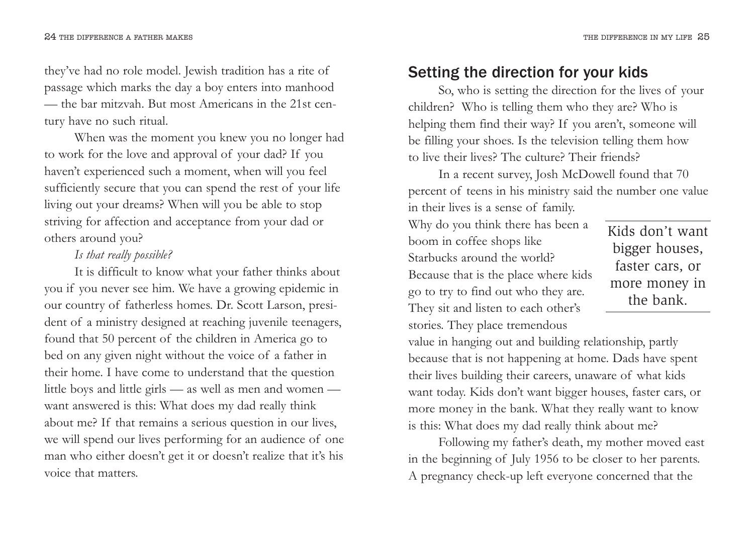they've had no role model. Jewish tradition has a rite of passage which marks the day a boy enters into manhood — the bar mitzvah. But most Americans in the 21st century have no such ritual.

When was the moment you knew you no longer had to work for the love and approval of your dad? If you haven't experienced such a moment, when will you feel sufficiently secure that you can spend the rest of your life living out your dreams? When will you be able to stop striving for affection and acceptance from your dad or others around you?

*Is that really possible?*

It is difficult to know what your father thinks about you if you never see him. We have a growing epidemic in our country of fatherless homes. Dr. Scott Larson, president of a ministry designed at reaching juvenile teenagers, found that 50 percent of the children in America go to bed on any given night without the voice of a father in their home. I have come to understand that the question little boys and little girls — as well as men and women — want answered is this: What does my dad really think about me? If that remains a serious question in our lives, we will spend our lives performing for an audience of one man who either doesn't get it or doesn't realize that it's his voice that matters.

## Setting the direction for your kids

So, who is setting the direction for the lives of your children? Who is telling them who they are? Who is helping them find their way? If you aren't, someone will be filling your shoes. Is the television telling them how to live their lives? The culture? Their friends?

In a recent survey, Josh McDowell found that 70 percent of teens in his ministry said the number one value in their lives is a sense of family. Why do you think there has been a boom in coffee shops like Starbucks around the world? Because that is the place where kids go to try to find out who they are. They sit and listen to each other's stories. They place tremendous value in hanging out and building relationship, partly because that is not happening at home. Dads have spent their lives building their careers, unaware of what kids want today. Kids don't want bigger houses, faster cars, or more money in the bank. What they really want to know is this: What does my dad really think about me?

> Kids don't want bigger houses, faster cars, or more money in the bank.

Following my father's death, my mother moved east in the beginning of July 1956 to be closer to her parents. A pregnancy check-up left everyone concerned that the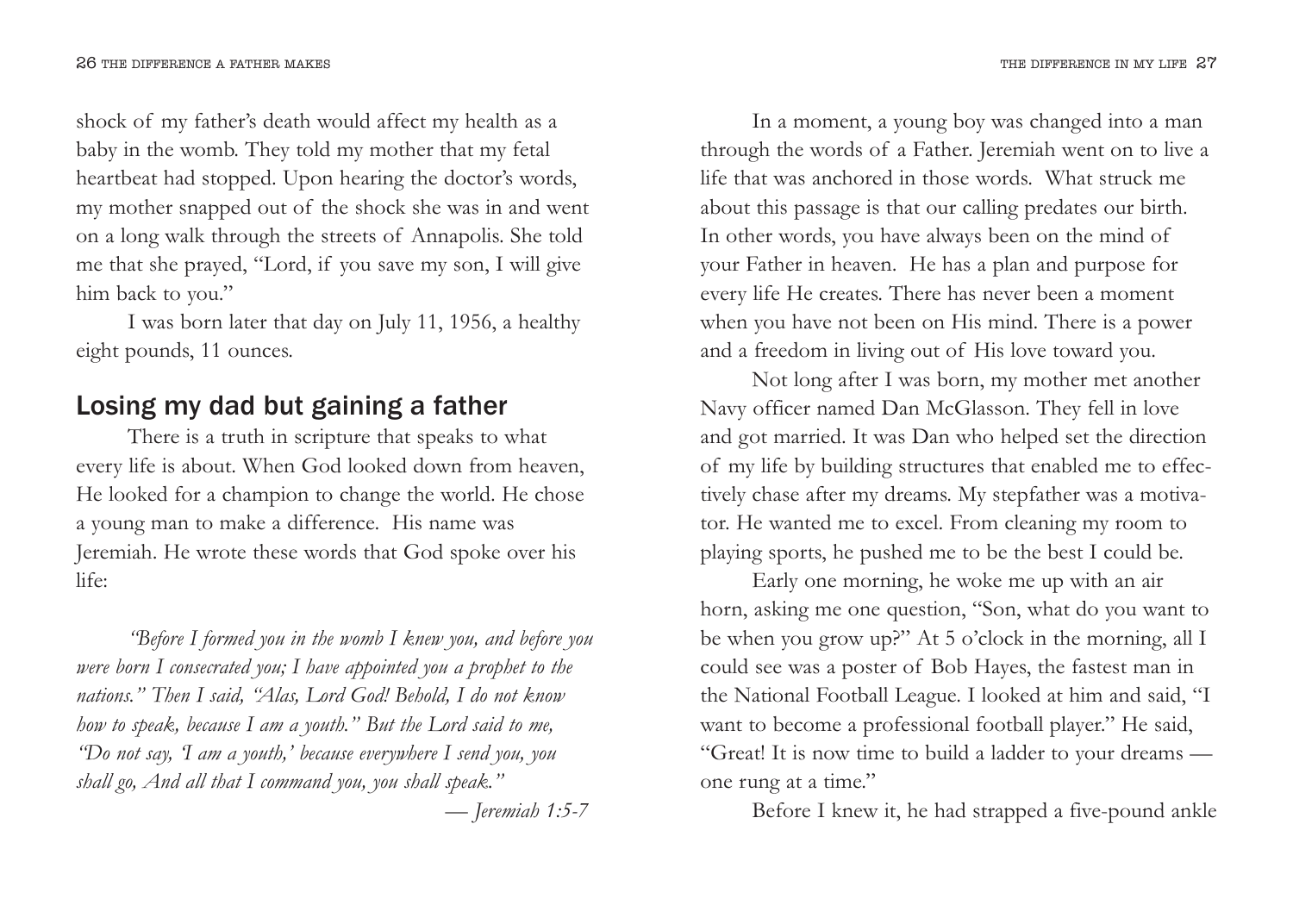shock of my father's death would affect my health as a baby in the womb. They told my mother that my fetal heartbeat had stopped. Upon hearing the doctor's words, my mother snapped out of the shock she was in and went on a long walk through the streets of Annapolis. She told me that she prayed, "Lord, if you save my son, I will give him back to you."

I was born later that day on July 11, 1956, a healthy eight pounds, 11 ounces.

## Losing my dad but gaining a father

There is a truth in scripture that speaks to what every life is about. When God looked down from heaven, He looked for a champion to change the world. He chose a young man to make a difference. His name was Jeremiah. He wrote these words that God spoke over his life:

> *"Before I formed you in the womb I knew you, and before you were born I consecrated you; I have appointed you a prophet to the nations." Then I said, "Alas, Lord God! Behold, I do not know how to speak, because I am a youth." But the Lord said to me, "Do not say, 'I am a youth,' because everywhere I send you, you shall go, And all that I command you, you shall speak."*
>
> *— Jeremiah 1:5-7*

In a moment, a young boy was changed into a man through the words of a Father. Jeremiah went on to live a life that was anchored in those words. What struck me about this passage is that our calling predates our birth. In other words, you have always been on the mind of your Father in heaven. He has a plan and purpose for every life He creates. There has never been a moment when you have not been on His mind. There is a power and a freedom in living out of His love toward you.

Not long after I was born, my mother met another Navy officer named Dan McGlasson. They fell in love and got married. It was Dan who helped set the direction of my life by building structures that enabled me to effectively chase after my dreams. My stepfather was a motivator. He wanted me to excel. From cleaning my room to playing sports, he pushed me to be the best I could be.

Early one morning, he woke me up with an air horn, asking me one question, "Son, what do you want to be when you grow up?" At 5 o'clock in the morning, all I could see was a poster of Bob Hayes, the fastest man in the National Football League. I looked at him and said, "I want to become a professional football player." He said, "Great! It is now time to build a ladder to your dreams — one rung at a time."

Before I knew it, he had strapped a five-pound ankle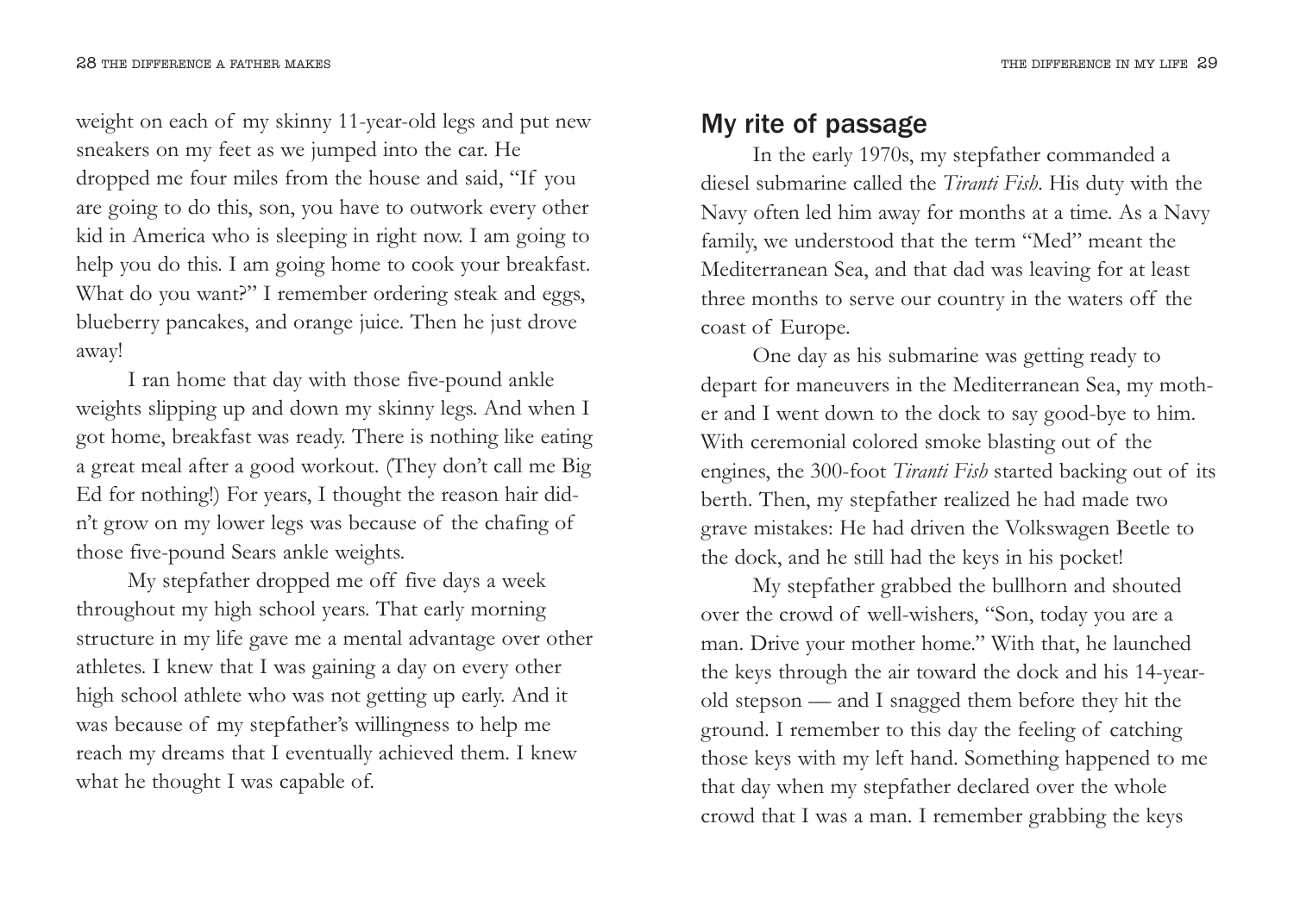weight on each of my skinny 11-year-old legs and put new sneakers on my feet as we jumped into the car. He dropped me four miles from the house and said, "If you are going to do this, son, you have to outwork every other kid in America who is sleeping in right now. I am going to help you do this. I am going home to cook your breakfast. What do you want?" I remember ordering steak and eggs, blueberry pancakes, and orange juice. Then he just drove away!

I ran home that day with those five-pound ankle weights slipping up and down my skinny legs. And when I got home, breakfast was ready. There is nothing like eating a great meal after a good workout. (They don't call me Big Ed for nothing!) For years, I thought the reason hair didn't grow on my lower legs was because of the chafing of those five-pound Sears ankle weights.

My stepfather dropped me off five days a week throughout my high school years. That early morning structure in my life gave me a mental advantage over other athletes. I knew that I was gaining a day on every other high school athlete who was not getting up early. And it was because of my stepfather's willingness to help me reach my dreams that I eventually achieved them. I knew what he thought I was capable of.

## My rite of passage

In the early 1970s, my stepfather commanded a diesel submarine called the *Tiranti Fish*. His duty with the Navy often led him away for months at a time. As a Navy family, we understood that the term "Med" meant the Mediterranean Sea, and that dad was leaving for at least three months to serve our country in the waters off the coast of Europe.

One day as his submarine was getting ready to depart for maneuvers in the Mediterranean Sea, my mother and I went down to the dock to say good-bye to him. With ceremonial colored smoke blasting out of the engines, the 300-foot *Tiranti Fish* started backing out of its berth. Then, my stepfather realized he had made two grave mistakes: He had driven the Volkswagen Beetle to the dock, and he still had the keys in his pocket!

My stepfather grabbed the bullhorn and shouted over the crowd of well-wishers, "Son, today you are a man. Drive your mother home." With that, he launched the keys through the air toward the dock and his 14-year-old stepson — and I snagged them before they hit the ground. I remember to this day the feeling of catching those keys with my left hand. Something happened to me that day when my stepfather declared over the whole crowd that I was a man. I remember grabbing the keys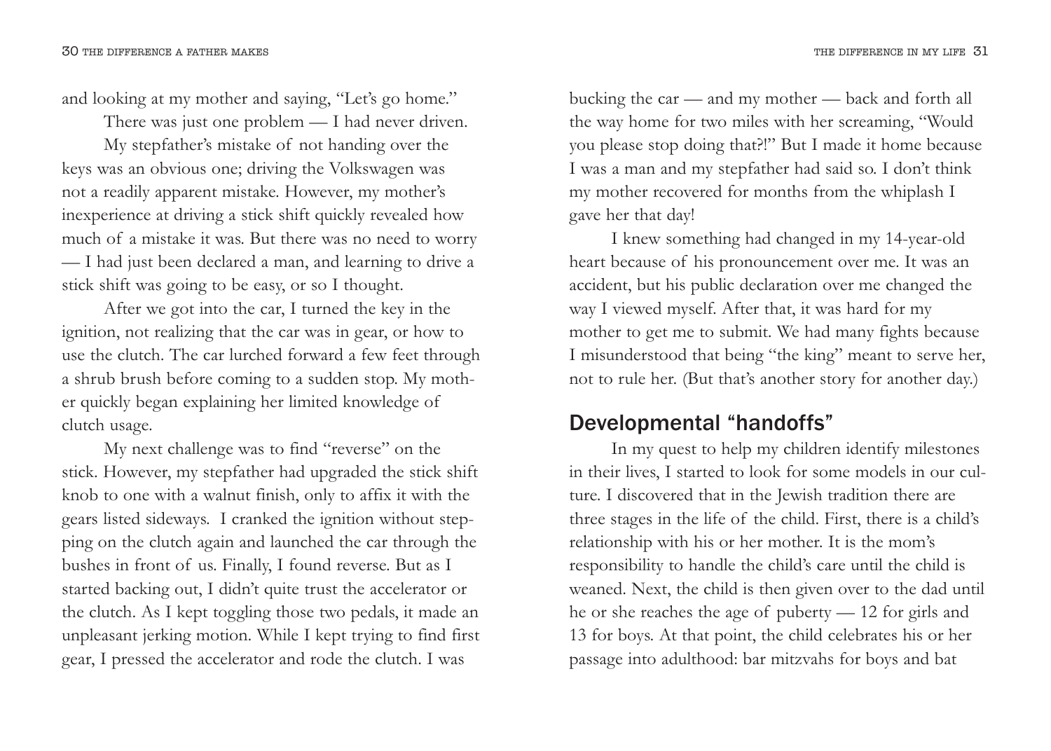and looking at my mother and saying, "Let's go home."

There was just one problem — I had never driven.

My stepfather's mistake of not handing over the keys was an obvious one; driving the Volkswagen was not a readily apparent mistake. However, my mother's inexperience at driving a stick shift quickly revealed how much of a mistake it was. But there was no need to worry — I had just been declared a man, and learning to drive a stick shift was going to be easy, or so I thought.

After we got into the car, I turned the key in the ignition, not realizing that the car was in gear, or how to use the clutch. The car lurched forward a few feet through a shrub brush before coming to a sudden stop. My mother quickly began explaining her limited knowledge of clutch usage.

My next challenge was to find "reverse" on the stick. However, my stepfather had upgraded the stick shift knob to one with a walnut finish, only to affix it with the gears listed sideways. I cranked the ignition without stepping on the clutch again and launched the car through the bushes in front of us. Finally, I found reverse. But as I started backing out, I didn't quite trust the accelerator or the clutch. As I kept toggling those two pedals, it made an unpleasant jerking motion. While I kept trying to find first gear, I pressed the accelerator and rode the clutch. I was bucking the car — and my mother — back and forth all the way home for two miles with her screaming, "Would you please stop doing that?!" But I made it home because I was a man and my stepfather had said so. I don't think my mother recovered for months from the whiplash I gave her that day!

I knew something had changed in my 14-year-old heart because of his pronouncement over me. It was an accident, but his public declaration over me changed the way I viewed myself. After that, it was hard for my mother to get me to submit. We had many fights because I misunderstood that being "the king" meant to serve her, not to rule her. (But that's another story for another day.)

## Developmental "handoffs"

In my quest to help my children identify milestones in their lives, I started to look for some models in our culture. I discovered that in the Jewish tradition there are three stages in the life of the child. First, there is a child's relationship with his or her mother. It is the mom's responsibility to handle the child's care until the child is weaned. Next, the child is then given over to the dad until he or she reaches the age of puberty — 12 for girls and 13 for boys. At that point, the child celebrates his or her passage into adulthood: bar mitzvahs for boys and bat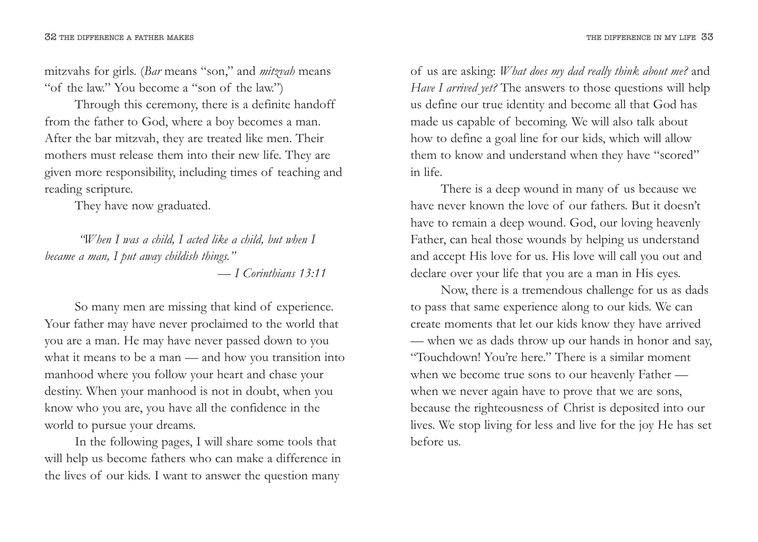mitzvahs for girls. (*Bar* means "son," and *mitzvah* means "of the law." You become a "son of the law.")

Through this ceremony, there is a definite handoff from the father to God, where a boy becomes a man. After the bar mitzvah, they are treated like men. Their mothers must release them into their new life. They are given more responsibility, including times of teaching and reading scripture.

They have now graduated.

> *"When I was a child, I acted like a child, but when I became a man, I put away childish things."*
>
> *— I Corinthians 13:11*

So many men are missing that kind of experience. Your father may have never proclaimed to the world that you are a man. He may have never passed down to you what it means to be a man — and how you transition into manhood where you follow your heart and chase your destiny. When your manhood is not in doubt, when you know who you are, you have all the confidence in the world to pursue your dreams.

In the following pages, I will share some tools that will help us become fathers who can make a difference in the lives of our kids. I want to answer the question many of us are asking: *What does my dad really think about me?* and *Have I arrived yet?* The answers to those questions will help us define our true identity and become all that God has made us capable of becoming. We will also talk about how to define a goal line for our kids, which will allow them to know and understand when they have "scored" in life.

There is a deep wound in many of us because we have never known the love of our fathers. But it doesn't have to remain a deep wound. God, our loving heavenly Father, can heal those wounds by helping us understand and accept His love for us. His love will call you out and declare over your life that you are a man in His eyes.

Now, there is a tremendous challenge for us as dads to pass that same experience along to our kids. We can create moments that let our kids know they have arrived — when we as dads throw up our hands in honor and say, "Touchdown! You're here." There is a similar moment when we become true sons to our heavenly Father — when we never again have to prove that we are sons, because the righteousness of Christ is deposited into our lives. We stop living for less and live for the joy He has set before us.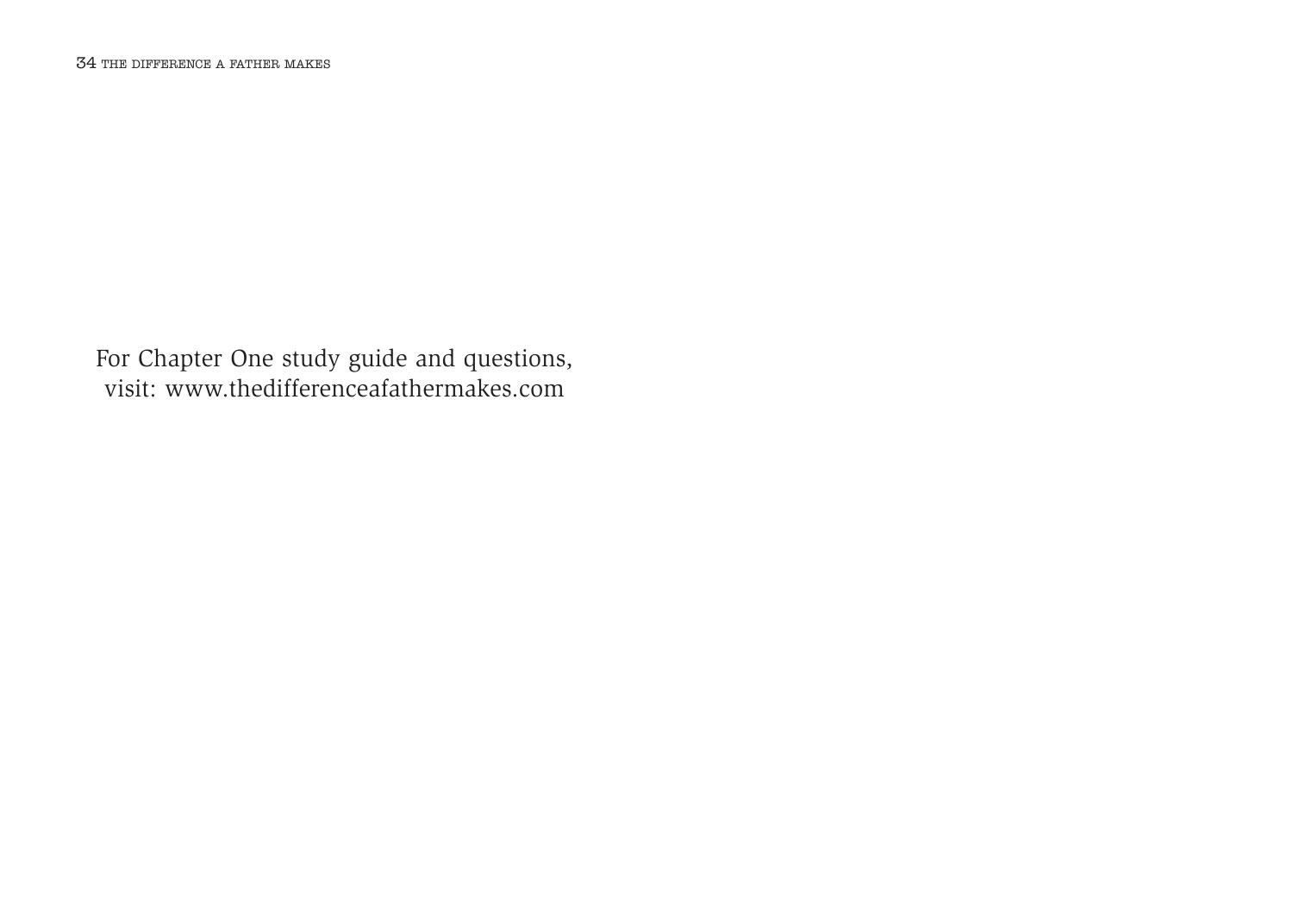For Chapter One study guide and questions,
visit: www.thedifferenceafathermakes.com